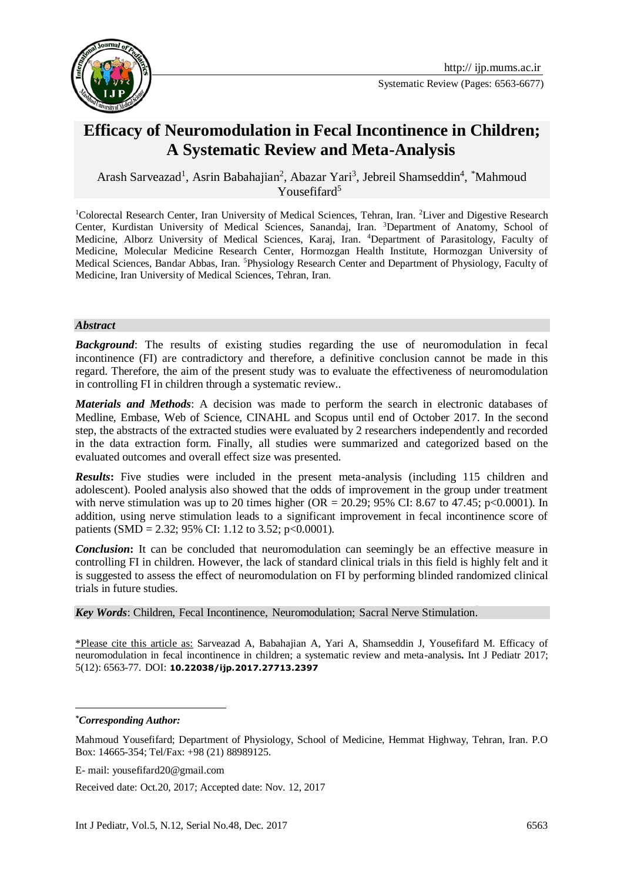# Efficacy of Neuromodulation in Fecal Incontinence in Children; A Systematic Review and Meta-Analysis

Arash Sarveazad[1], Asrin Babahajian[2], Abazar Yari[3], Jebreil Shamseddin[4], *Mahmoud Yousefifard[5]

[1]Colorectal Research Center, Iran University of Medical Sciences, Tehran, Iran. [2]Liver and Digestive Research Center, Kurdistan University of Medical Sciences, Sanandaj, Iran. [3]Department of Anatomy, School of Medicine, Alborz University of Medical Sciences, Karaj, Iran. [4]Department of Parasitology, Faculty of Medicine, Molecular Medicine Research Center, Hormozgan Health Institute, Hormozgan University of Medical Sciences, Bandar Abbas, Iran. [5]Physiology Research Center and Department of Physiology, Faculty of Medicine, Iran University of Medical Sciences, Tehran, Iran.

### *Abstract*

***Background***: The results of existing studies regarding the use of neuromodulation in fecal incontinence (FI) are contradictory and therefore, a definitive conclusion cannot be made in this regard. Therefore, the aim of the present study was to evaluate the effectiveness of neuromodulation in controlling FI in children through a systematic review..

***Materials and Methods***: A decision was made to perform the search in electronic databases of Medline, Embase, Web of Science, CINAHL and Scopus until end of October 2017. In the second step, the abstracts of the extracted studies were evaluated by 2 researchers independently and recorded in the data extraction form. Finally, all studies were summarized and categorized based on the evaluated outcomes and overall effect size was presented.

***Results***: Five studies were included in the present meta-analysis (including 115 children and adolescent). Pooled analysis also showed that the odds of improvement in the group under treatment with nerve stimulation was up to 20 times higher (OR = 20.29; 95% CI: 8.67 to 47.45; $p<0.0001$). In addition, using nerve stimulation leads to a significant improvement in fecal incontinence score of patients (SMD = 2.32; 95% CI: 1.12 to 3.52; $p<0.0001$).

***Conclusion***: It can be concluded that neuromodulation can seemingly be an effective measure in controlling FI in children. However, the lack of standard clinical trials in this field is highly felt and it is suggested to assess the effect of neuromodulation on FI by performing blinded randomized clinical trials in future studies.

***Key Words***: Children, Fecal Incontinence, Neuromodulation; Sacral Nerve Stimulation.

*Please cite this article as: Sarveazad A, Babahajian A, Yari A, Shamseddin J, Yousefifard M. Efficacy of neuromodulation in fecal incontinence in children; a systematic review and meta-analysis**.** Int J Pediatr 2017; 5(12): 6563-77. DOI: **10.22038/ijp.2017.27713.2397**

---

****Corresponding Author:***

Mahmoud Yousefifard; Department of Physiology, School of Medicine, Hemmat Highway, Tehran, Iran. P.O Box: 14665-354; Tel/Fax: +98 (21) 88989125.

E- mail: yousefifard20@gmail.com

Received date: Oct.20, 2017; Accepted date: Nov. 12, 2017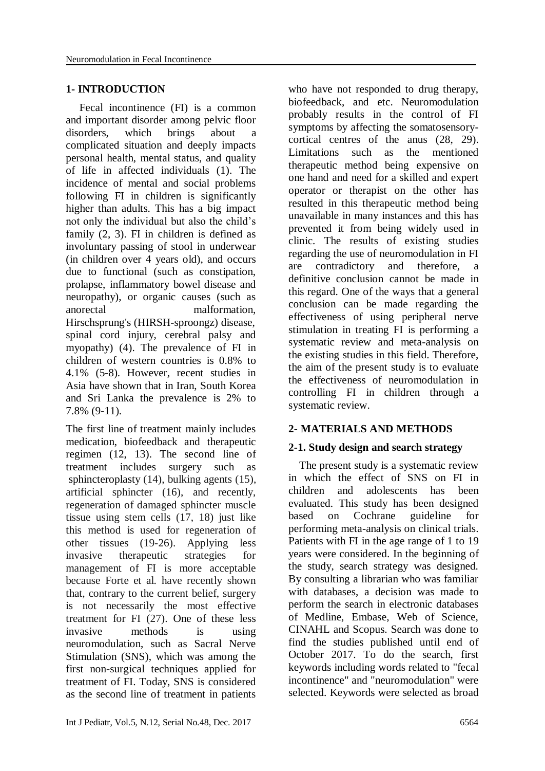## 1- INTRODUCTION

Fecal incontinence (FI) is a common and important disorder among pelvic floor disorders, which brings about a complicated situation and deeply impacts personal health, mental status, and quality of life in affected individuals (1). The incidence of mental and social problems following FI in children is significantly higher than adults. This has a big impact not only the individual but also the child's family (2, 3). FI in children is defined as involuntary passing of stool in underwear (in children over 4 years old), and occurs due to functional (such as constipation, prolapse, inflammatory bowel disease and neuropathy), or organic causes (such as anorectal malformation, Hirschsprung's (HIRSH-sproongz) disease, spinal cord injury, cerebral palsy and myopathy) (4). The prevalence of FI in children of western countries is 0.8% to 4.1% (5-8). However, recent studies in Asia have shown that in Iran, South Korea and Sri Lanka the prevalence is 2% to 7.8% (9-11).

The first line of treatment mainly includes medication, biofeedback and therapeutic regimen (12, 13). The second line of treatment includes surgery such as sphincteroplasty (14), bulking agents (15), artificial sphincter (16), and recently, regeneration of damaged sphincter muscle tissue using stem cells (17, 18) just like this method is used for regeneration of other tissues (19-26). Applying less invasive therapeutic strategies for management of FI is more acceptable because Forte et al. have recently shown that, contrary to the current belief, surgery is not necessarily the most effective treatment for FI (27). One of these less invasive methods is using neuromodulation, such as Sacral Nerve Stimulation (SNS), which was among the first non-surgical techniques applied for treatment of FI. Today, SNS is considered as the second line of treatment in patients who have not responded to drug therapy, biofeedback, and etc. Neuromodulation probably results in the control of FI symptoms by affecting the somatosensory-cortical centres of the anus (28, 29). Limitations such as the mentioned therapeutic method being expensive on one hand and need for a skilled and expert operator or therapist on the other has resulted in this therapeutic method being unavailable in many instances and this has prevented it from being widely used in clinic. The results of existing studies regarding the use of neuromodulation in FI are contradictory and therefore, a definitive conclusion cannot be made in this regard. One of the ways that a general conclusion can be made regarding the effectiveness of using peripheral nerve stimulation in treating FI is performing a systematic review and meta-analysis on the existing studies in this field. Therefore, the aim of the present study is to evaluate the effectiveness of neuromodulation in controlling FI in children through a systematic review.

## 2- MATERIALS AND METHODS

### 2-1. Study design and search strategy

The present study is a systematic review in which the effect of SNS on FI in children and adolescents has been evaluated. This study has been designed based on Cochrane guideline for performing meta-analysis on clinical trials. Patients with FI in the age range of 1 to 19 years were considered. In the beginning of the study, search strategy was designed. By consulting a librarian who was familiar with databases, a decision was made to perform the search in electronic databases of Medline, Embase, Web of Science, CINAHL and Scopus. Search was done to find the studies published until end of October 2017. To do the search, first keywords including words related to "fecal incontinence" and "neuromodulation" were selected. Keywords were selected as broad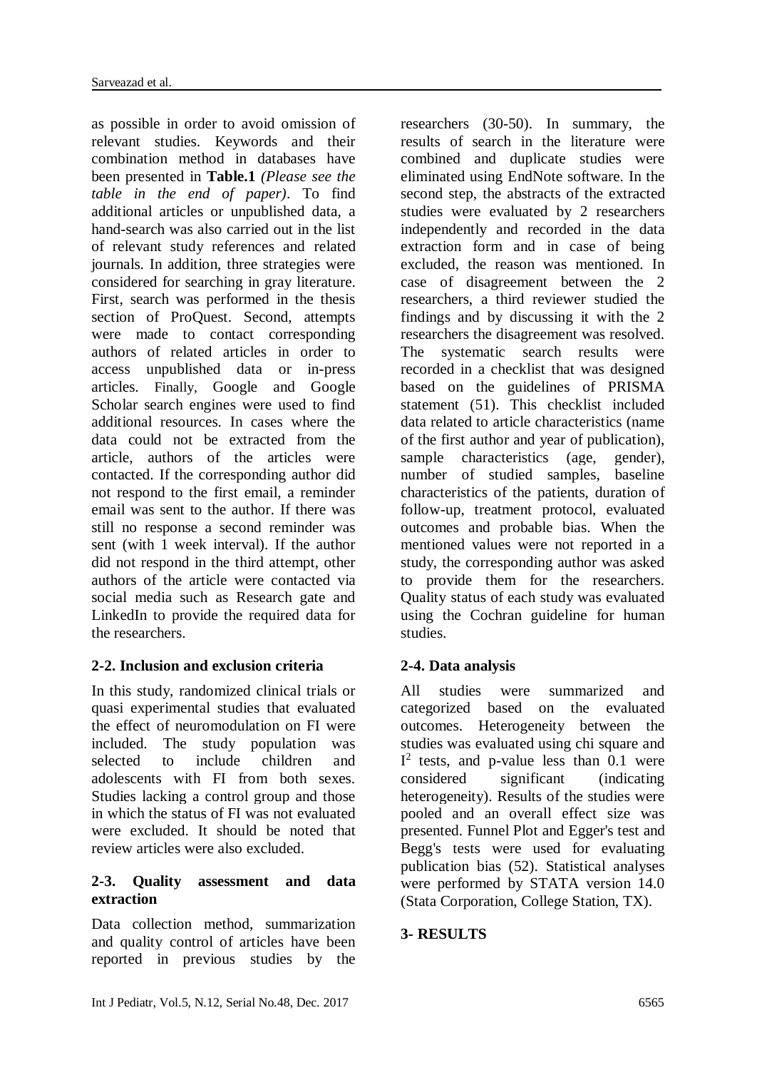as possible in order to avoid omission of relevant studies. Keywords and their combination method in databases have been presented in **Table.1** *(Please see the table in the end of paper)*. To find additional articles or unpublished data, a hand-search was also carried out in the list of relevant study references and related journals. In addition, three strategies were considered for searching in gray literature. First, search was performed in the thesis section of ProQuest. Second, attempts were made to contact corresponding authors of related articles in order to access unpublished data or in-press articles. Finally, Google and Google Scholar search engines were used to find additional resources. In cases where the data could not be extracted from the article, authors of the articles were contacted. If the corresponding author did not respond to the first email, a reminder email was sent to the author. If there was still no response a second reminder was sent (with 1 week interval). If the author did not respond in the third attempt, other authors of the article were contacted via social media such as Research gate and LinkedIn to provide the required data for the researchers.

### 2-2. Inclusion and exclusion criteria

In this study, randomized clinical trials or quasi experimental studies that evaluated the effect of neuromodulation on FI were included. The study population was selected to include children and adolescents with FI from both sexes. Studies lacking a control group and those in which the status of FI was not evaluated were excluded. It should be noted that review articles were also excluded.

### 2-3. Quality assessment and data extraction

Data collection method, summarization and quality control of articles have been reported in previous studies by the researchers (30-50). In summary, the results of search in the literature were combined and duplicate studies were eliminated using EndNote software. In the second step, the abstracts of the extracted studies were evaluated by 2 researchers independently and recorded in the data extraction form and in case of being excluded, the reason was mentioned. In case of disagreement between the 2 researchers, a third reviewer studied the findings and by discussing it with the 2 researchers the disagreement was resolved. The systematic search results were recorded in a checklist that was designed based on the guidelines of PRISMA statement (51). This checklist included data related to article characteristics (name of the first author and year of publication), sample characteristics (age, gender), number of studied samples, baseline characteristics of the patients, duration of follow-up, treatment protocol, evaluated outcomes and probable bias. When the mentioned values were not reported in a study, the corresponding author was asked to provide them for the researchers. Quality status of each study was evaluated using the Cochran guideline for human studies.

### 2-4. Data analysis

All studies were summarized and categorized based on the evaluated outcomes. Heterogeneity between the studies was evaluated using chi square and $I^2$ tests, and p-value less than 0.1 were considered significant (indicating heterogeneity). Results of the studies were pooled and an overall effect size was presented. Funnel Plot and Egger's test and Begg's tests were used for evaluating publication bias (52). Statistical analyses were performed by STATA version 14.0 (Stata Corporation, College Station, TX).

## 3- RESULTS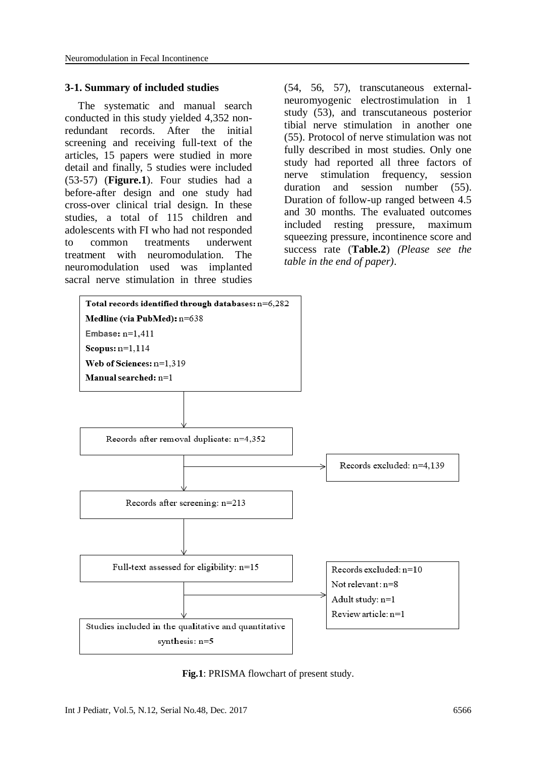### 3-1. Summary of included studies

The systematic and manual search conducted in this study yielded 4,352 non-redundant records. After the initial screening and receiving full-text of the articles, 15 papers were studied in more detail and finally, 5 studies were included (53-57) (**Figure.1**). Four studies had a before-after design and one study had cross-over clinical trial design. In these studies, a total of 115 children and adolescents with FI who had not responded to common treatments underwent treatment with neuromodulation. The neuromodulation used was implanted sacral nerve stimulation in three studies (54, 56, 57), transcutaneous external-neuromyogenic electrostimulation in 1 study (53), and transcutaneous posterior tibial nerve stimulation in another one (55). Protocol of nerve stimulation was not fully described in most studies. Only one study had reported all three factors of nerve stimulation frequency, session duration and session number (55). Duration of follow-up ranged between 4.5 and 30 months. The evaluated outcomes included resting pressure, maximum squeezing pressure, incontinence score and success rate (**Table.2**) *(Please see the table in the end of paper)*.

**Total records identified through databases:** n=6,282
**Medline (via PubMed):** n=638
**Embase:** n=1,411
**Scopus:** n=1,114
**Web of Sciences:** n=1,319
**Manual searched:** n=1

↓

Records after removal duplicate: n=4,352 → Records excluded: n=4,139

↓

Records after screening: n=213

↓

Full-text assessed for eligibility: n=15 → Records excluded: n=10; Not relevant: n=8; Adult study: n=1; Review article: n=1

↓

Studies included in the qualitative and quantitative synthesis: n=**5**

**Fig.1**: PRISMA flowchart of present study.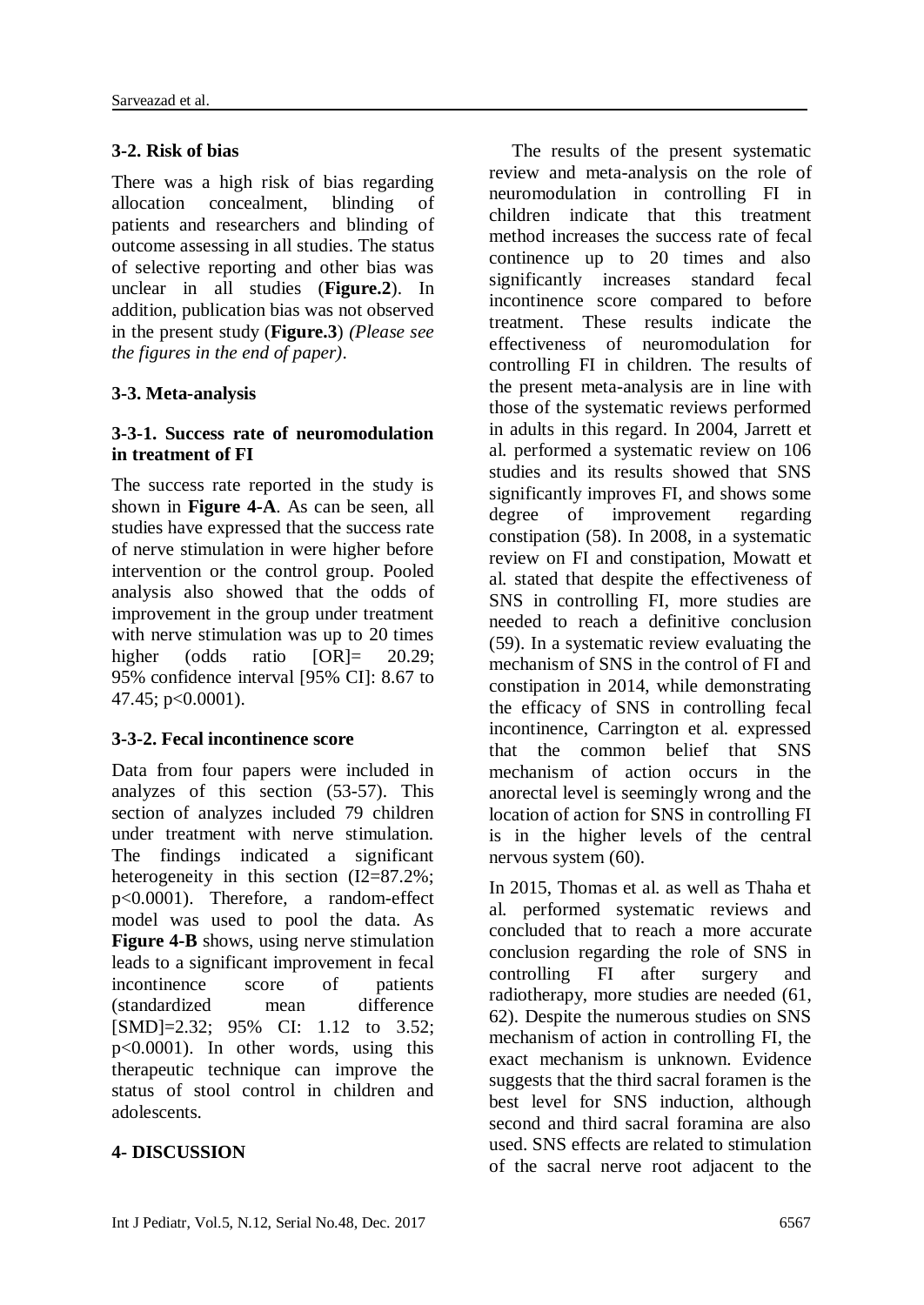### 3-2. Risk of bias

There was a high risk of bias regarding allocation concealment, blinding of patients and researchers and blinding of outcome assessing in all studies. The status of selective reporting and other bias was unclear in all studies (**Figure.2**). In addition, publication bias was not observed in the present study (**Figure.3**) *(Please see the figures in the end of paper)*.

### 3-3. Meta-analysis

#### 3-3-1. Success rate of neuromodulation in treatment of FI

The success rate reported in the study is shown in **Figure 4-A**. As can be seen, all studies have expressed that the success rate of nerve stimulation in were higher before intervention or the control group. Pooled analysis also showed that the odds of improvement in the group under treatment with nerve stimulation was up to 20 times higher (odds ratio [OR]= 20.29; 95% confidence interval [95% CI]: 8.67 to 47.45; p<0.0001).

#### 3-3-2. Fecal incontinence score

Data from four papers were included in analyzes of this section (53-57). This section of analyzes included 79 children under treatment with nerve stimulation. The findings indicated a significant heterogeneity in this section (I2=87.2%; p<0.0001). Therefore, a random-effect model was used to pool the data. As **Figure 4-B** shows, using nerve stimulation leads to a significant improvement in fecal incontinence score of patients (standardized mean difference [SMD]=2.32; 95% CI: 1.12 to 3.52; p<0.0001). In other words, using this therapeutic technique can improve the status of stool control in children and adolescents.

## 4- DISCUSSION

The results of the present systematic review and meta-analysis on the role of neuromodulation in controlling FI in children indicate that this treatment method increases the success rate of fecal continence up to 20 times and also significantly increases standard fecal incontinence score compared to before treatment. These results indicate the effectiveness of neuromodulation for controlling FI in children. The results of the present meta-analysis are in line with those of the systematic reviews performed in adults in this regard. In 2004, Jarrett et al. performed a systematic review on 106 studies and its results showed that SNS significantly improves FI, and shows some degree of improvement regarding constipation (58). In 2008, in a systematic review on FI and constipation, Mowatt et al. stated that despite the effectiveness of SNS in controlling FI, more studies are needed to reach a definitive conclusion (59). In a systematic review evaluating the mechanism of SNS in the control of FI and constipation in 2014, while demonstrating the efficacy of SNS in controlling fecal incontinence, Carrington et al. expressed that the common belief that SNS mechanism of action occurs in the anorectal level is seemingly wrong and the location of action for SNS in controlling FI is in the higher levels of the central nervous system (60).

In 2015, Thomas et al. as well as Thaha et al. performed systematic reviews and concluded that to reach a more accurate conclusion regarding the role of SNS in controlling FI after surgery and radiotherapy, more studies are needed (61, 62). Despite the numerous studies on SNS mechanism of action in controlling FI, the exact mechanism is unknown. Evidence suggests that the third sacral foramen is the best level for SNS induction, although second and third sacral foramina are also used. SNS effects are related to stimulation of the sacral nerve root adjacent to the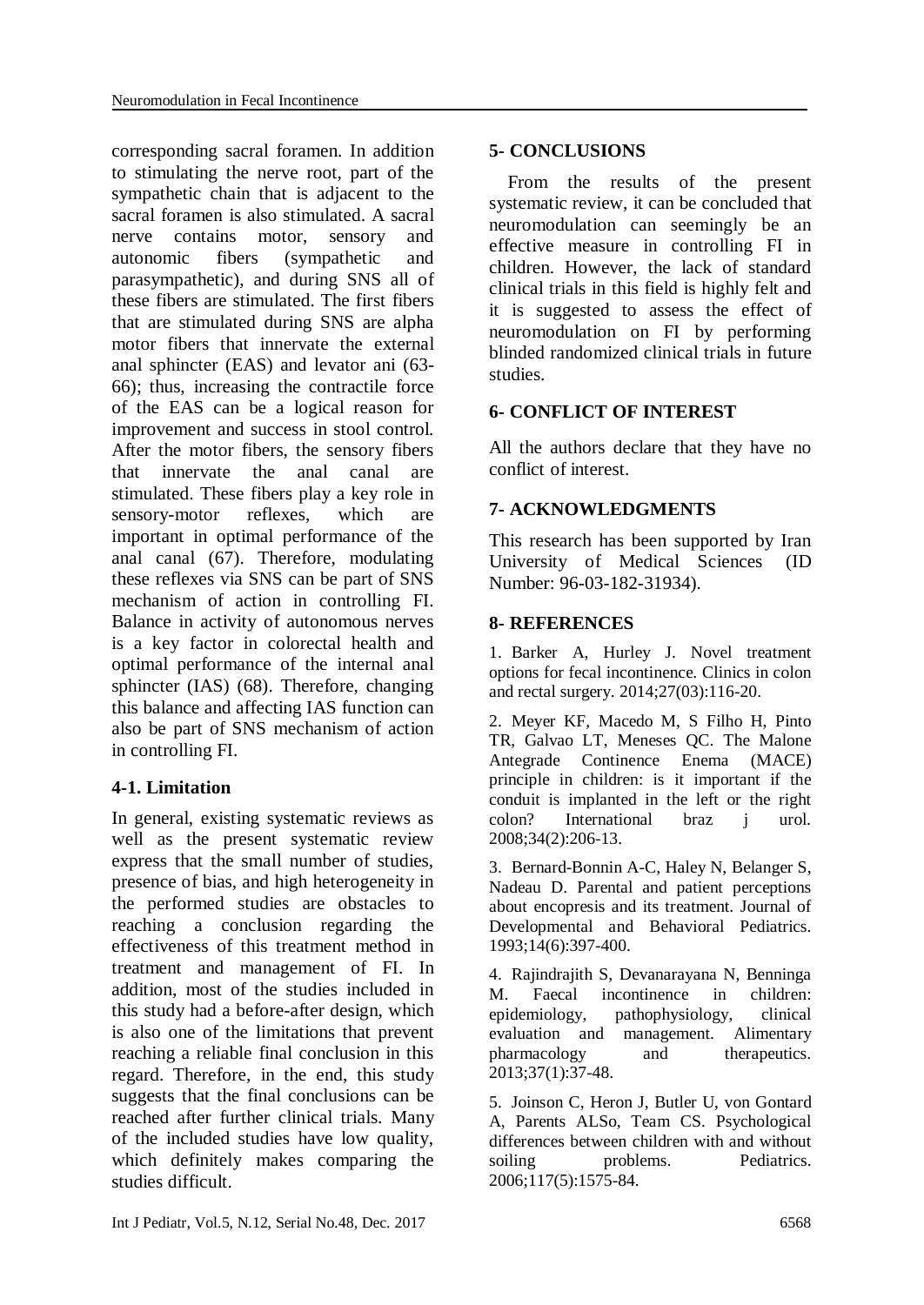corresponding sacral foramen. In addition to stimulating the nerve root, part of the sympathetic chain that is adjacent to the sacral foramen is also stimulated. A sacral nerve contains motor, sensory and autonomic fibers (sympathetic and parasympathetic), and during SNS all of these fibers are stimulated. The first fibers that are stimulated during SNS are alpha motor fibers that innervate the external anal sphincter (EAS) and levator ani (63-66); thus, increasing the contractile force of the EAS can be a logical reason for improvement and success in stool control. After the motor fibers, the sensory fibers that innervate the anal canal are stimulated. These fibers play a key role in sensory-motor reflexes, which are important in optimal performance of the anal canal (67). Therefore, modulating these reflexes via SNS can be part of SNS mechanism of action in controlling FI. Balance in activity of autonomous nerves is a key factor in colorectal health and optimal performance of the internal anal sphincter (IAS) (68). Therefore, changing this balance and affecting IAS function can also be part of SNS mechanism of action in controlling FI.

### 4-1. Limitation

In general, existing systematic reviews as well as the present systematic review express that the small number of studies, presence of bias, and high heterogeneity in the performed studies are obstacles to reaching a conclusion regarding the effectiveness of this treatment method in treatment and management of FI. In addition, most of the studies included in this study had a before-after design, which is also one of the limitations that prevent reaching a reliable final conclusion in this regard. Therefore, in the end, this study suggests that the final conclusions can be reached after further clinical trials. Many of the included studies have low quality, which definitely makes comparing the studies difficult.

## 5- CONCLUSIONS

From the results of the present systematic review, it can be concluded that neuromodulation can seemingly be an effective measure in controlling FI in children. However, the lack of standard clinical trials in this field is highly felt and it is suggested to assess the effect of neuromodulation on FI by performing blinded randomized clinical trials in future studies.

## 6- CONFLICT OF INTEREST

All the authors declare that they have no conflict of interest.

## 7- ACKNOWLEDGMENTS

This research has been supported by Iran University of Medical Sciences (ID Number: 96-03-182-31934).

## 8- REFERENCES

1. Barker A, Hurley J. Novel treatment options for fecal incontinence. Clinics in colon and rectal surgery. 2014;27(03):116-20.

2. Meyer KF, Macedo M, S Filho H, Pinto TR, Galvao LT, Meneses QC. The Malone Antegrade Continence Enema (MACE) principle in children: is it important if the conduit is implanted in the left or the right colon? International braz j urol. 2008;34(2):206-13.

3. Bernard-Bonnin A-C, Haley N, Belanger S, Nadeau D. Parental and patient perceptions about encopresis and its treatment. Journal of Developmental and Behavioral Pediatrics. 1993;14(6):397-400.

4. Rajindrajith S, Devanarayana N, Benninga M. Faecal incontinence in children: epidemiology, pathophysiology, clinical evaluation and management. Alimentary pharmacology and therapeutics. 2013;37(1):37-48.

5. Joinson C, Heron J, Butler U, von Gontard A, Parents ALSo, Team CS. Psychological differences between children with and without soiling problems. Pediatrics. 2006;117(5):1575-84.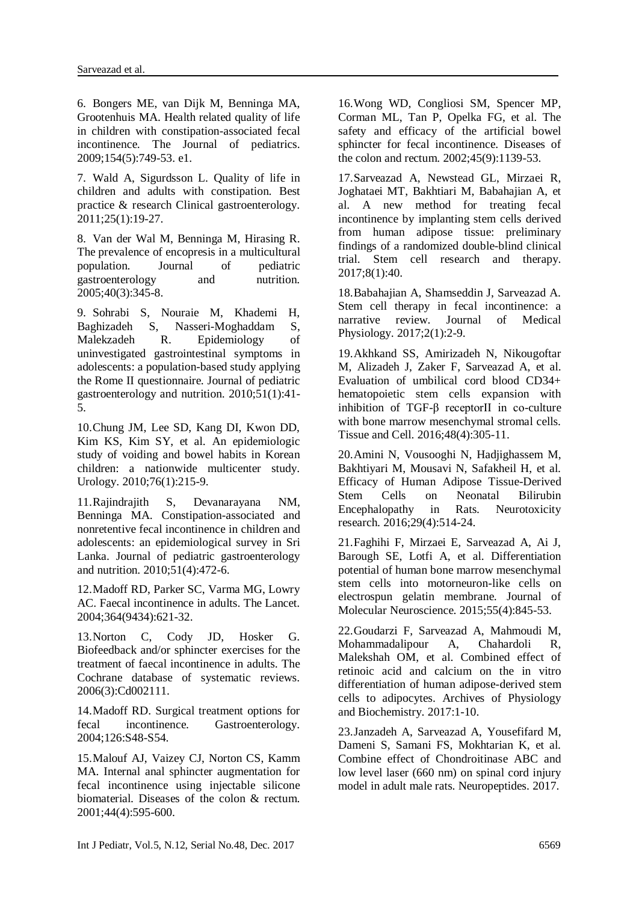6. Bongers ME, van Dijk M, Benninga MA, Grootenhuis MA. Health related quality of life in children with constipation-associated fecal incontinence. The Journal of pediatrics. 2009;154(5):749-53. e1.

7. Wald A, Sigurdsson L. Quality of life in children and adults with constipation. Best practice & research Clinical gastroenterology. 2011;25(1):19-27.

8. Van der Wal M, Benninga M, Hirasing R. The prevalence of encopresis in a multicultural population. Journal of pediatric gastroenterology and nutrition. 2005;40(3):345-8.

9. Sohrabi S, Nouraie M, Khademi H, Baghizadeh S, Nasseri-Moghaddam S, Malekzadeh R. Epidemiology of uninvestigated gastrointestinal symptoms in adolescents: a population-based study applying the Rome II questionnaire. Journal of pediatric gastroenterology and nutrition. 2010;51(1):41-5.

10. Chung JM, Lee SD, Kang DI, Kwon DD, Kim KS, Kim SY, et al. An epidemiologic study of voiding and bowel habits in Korean children: a nationwide multicenter study. Urology. 2010;76(1):215-9.

11. Rajindrajith S, Devanarayana NM, Benninga MA. Constipation-associated and nonretentive fecal incontinence in children and adolescents: an epidemiological survey in Sri Lanka. Journal of pediatric gastroenterology and nutrition. 2010;51(4):472-6.

12. Madoff RD, Parker SC, Varma MG, Lowry AC. Faecal incontinence in adults. The Lancet. 2004;364(9434):621-32.

13. Norton C, Cody JD, Hosker G. Biofeedback and/or sphincter exercises for the treatment of faecal incontinence in adults. The Cochrane database of systematic reviews. 2006(3):Cd002111.

14. Madoff RD. Surgical treatment options for fecal incontinence. Gastroenterology. 2004;126:S48-S54.

15. Malouf AJ, Vaizey CJ, Norton CS, Kamm MA. Internal anal sphincter augmentation for fecal incontinence using injectable silicone biomaterial. Diseases of the colon & rectum. 2001;44(4):595-600.

16. Wong WD, Congliosi SM, Spencer MP, Corman ML, Tan P, Opelka FG, et al. The safety and efficacy of the artificial bowel sphincter for fecal incontinence. Diseases of the colon and rectum. 2002;45(9):1139-53.

17. Sarveazad A, Newstead GL, Mirzaei R, Joghataei MT, Bakhtiari M, Babahajian A, et al. A new method for treating fecal incontinence by implanting stem cells derived from human adipose tissue: preliminary findings of a randomized double-blind clinical trial. Stem cell research and therapy. 2017;8(1):40.

18. Babahajian A, Shamseddin J, Sarveazad A. Stem cell therapy in fecal incontinence: a narrative review. Journal of Medical Physiology. 2017;2(1):2-9.

19. Akhkand SS, Amirizadeh N, Nikougoftar M, Alizadeh J, Zaker F, Sarveazad A, et al. Evaluation of umbilical cord blood CD34+ hematopoietic stem cells expansion with inhibition of TGF-β receptorII in co-culture with bone marrow mesenchymal stromal cells. Tissue and Cell. 2016;48(4):305-11.

20. Amini N, Vousooghi N, Hadjighassem M, Bakhtiyari M, Mousavi N, Safakheil H, et al. Efficacy of Human Adipose Tissue-Derived Stem Cells on Neonatal Bilirubin Encephalopathy in Rats. Neurotoxicity research. 2016;29(4):514-24.

21. Faghihi F, Mirzaei E, Sarveazad A, Ai J, Barough SE, Lotfi A, et al. Differentiation potential of human bone marrow mesenchymal stem cells into motorneuron-like cells on electrospun gelatin membrane. Journal of Molecular Neuroscience. 2015;55(4):845-53.

22. Goudarzi F, Sarveazad A, Mahmoudi M, Mohammadalipour A, Chahardoli R, Malekshah OM, et al. Combined effect of retinoic acid and calcium on the in vitro differentiation of human adipose-derived stem cells to adipocytes. Archives of Physiology and Biochemistry. 2017:1-10.

23. Janzadeh A, Sarveazad A, Yousefifard M, Dameni S, Samani FS, Mokhtarian K, et al. Combine effect of Chondroitinase ABC and low level laser (660 nm) on spinal cord injury model in adult male rats. Neuropeptides. 2017.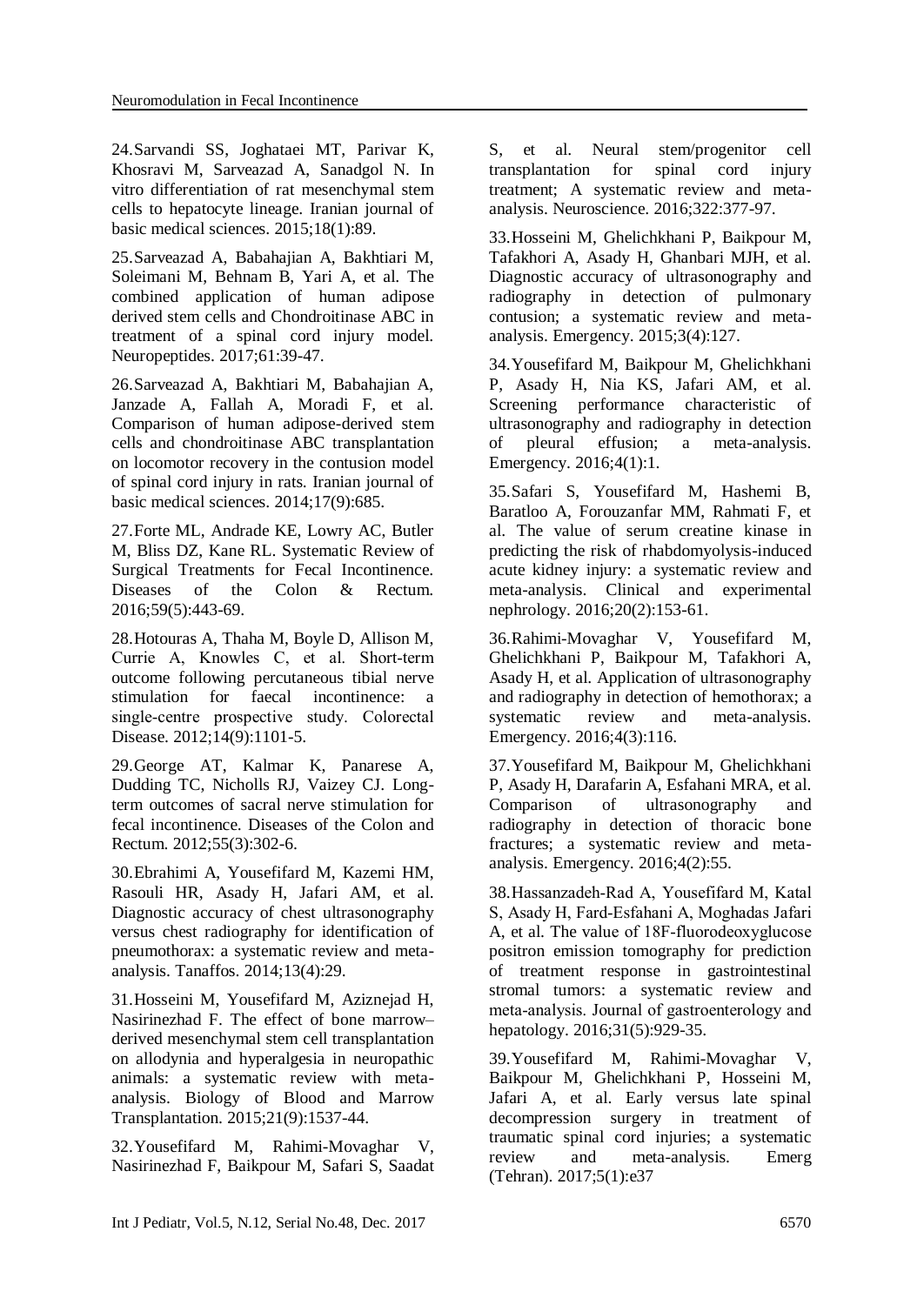24. Sarvandi SS, Joghataei MT, Parivar K, Khosravi M, Sarveazad A, Sanadgol N. In vitro differentiation of rat mesenchymal stem cells to hepatocyte lineage. Iranian journal of basic medical sciences. 2015;18(1):89.

25. Sarveazad A, Babahajian A, Bakhtiari M, Soleimani M, Behnam B, Yari A, et al. The combined application of human adipose derived stem cells and Chondroitinase ABC in treatment of a spinal cord injury model. Neuropeptides. 2017;61:39-47.

26. Sarveazad A, Bakhtiari M, Babahajian A, Janzade A, Fallah A, Moradi F, et al. Comparison of human adipose-derived stem cells and chondroitinase ABC transplantation on locomotor recovery in the contusion model of spinal cord injury in rats. Iranian journal of basic medical sciences. 2014;17(9):685.

27. Forte ML, Andrade KE, Lowry AC, Butler M, Bliss DZ, Kane RL. Systematic Review of Surgical Treatments for Fecal Incontinence. Diseases of the Colon & Rectum. 2016;59(5):443-69.

28. Hotouras A, Thaha M, Boyle D, Allison M, Currie A, Knowles C, et al. Short-term outcome following percutaneous tibial nerve stimulation for faecal incontinence: a single-centre prospective study. Colorectal Disease. 2012;14(9):1101-5.

29. George AT, Kalmar K, Panarese A, Dudding TC, Nicholls RJ, Vaizey CJ. Long-term outcomes of sacral nerve stimulation for fecal incontinence. Diseases of the Colon and Rectum. 2012;55(3):302-6.

30. Ebrahimi A, Yousefifard M, Kazemi HM, Rasouli HR, Asady H, Jafari AM, et al. Diagnostic accuracy of chest ultrasonography versus chest radiography for identification of pneumothorax: a systematic review and meta-analysis. Tanaffos. 2014;13(4):29.

31. Hosseini M, Yousefifard M, Aziznejad H, Nasirinezhad F. The effect of bone marrow–derived mesenchymal stem cell transplantation on allodynia and hyperalgesia in neuropathic animals: a systematic review with meta-analysis. Biology of Blood and Marrow Transplantation. 2015;21(9):1537-44.

32. Yousefifard M, Rahimi-Movaghar V, Nasirinezhad F, Baikpour M, Safari S, Saadat S, et al. Neural stem/progenitor cell transplantation for spinal cord injury treatment; A systematic review and meta-analysis. Neuroscience. 2016;322:377-97.

33. Hosseini M, Ghelichkhani P, Baikpour M, Tafakhori A, Asady H, Ghanbari MJH, et al. Diagnostic accuracy of ultrasonography and radiography in detection of pulmonary contusion; a systematic review and meta-analysis. Emergency. 2015;3(4):127.

34. Yousefifard M, Baikpour M, Ghelichkhani P, Asady H, Nia KS, Jafari AM, et al. Screening performance characteristic of ultrasonography and radiography in detection of pleural effusion; a meta-analysis. Emergency. 2016;4(1):1.

35. Safari S, Yousefifard M, Hashemi B, Baratloo A, Forouzanfar MM, Rahmati F, et al. The value of serum creatine kinase in predicting the risk of rhabdomyolysis-induced acute kidney injury: a systematic review and meta-analysis. Clinical and experimental nephrology. 2016;20(2):153-61.

36. Rahimi-Movaghar V, Yousefifard M, Ghelichkhani P, Baikpour M, Tafakhori A, Asady H, et al. Application of ultrasonography and radiography in detection of hemothorax; a systematic review and meta-analysis. Emergency. 2016;4(3):116.

37. Yousefifard M, Baikpour M, Ghelichkhani P, Asady H, Darafarin A, Esfahani MRA, et al. Comparison of ultrasonography and radiography in detection of thoracic bone fractures; a systematic review and meta-analysis. Emergency. 2016;4(2):55.

38. Hassanzadeh-Rad A, Yousefifard M, Katal S, Asady H, Fard-Esfahani A, Moghadas Jafari A, et al. The value of 18F-fluorodeoxyglucose positron emission tomography for prediction of treatment response in gastrointestinal stromal tumors: a systematic review and meta-analysis. Journal of gastroenterology and hepatology. 2016;31(5):929-35.

39. Yousefifard M, Rahimi-Movaghar V, Baikpour M, Ghelichkhani P, Hosseini M, Jafari A, et al. Early versus late spinal decompression surgery in treatment of traumatic spinal cord injuries; a systematic review and meta-analysis. Emerg (Tehran). 2017;5(1):e37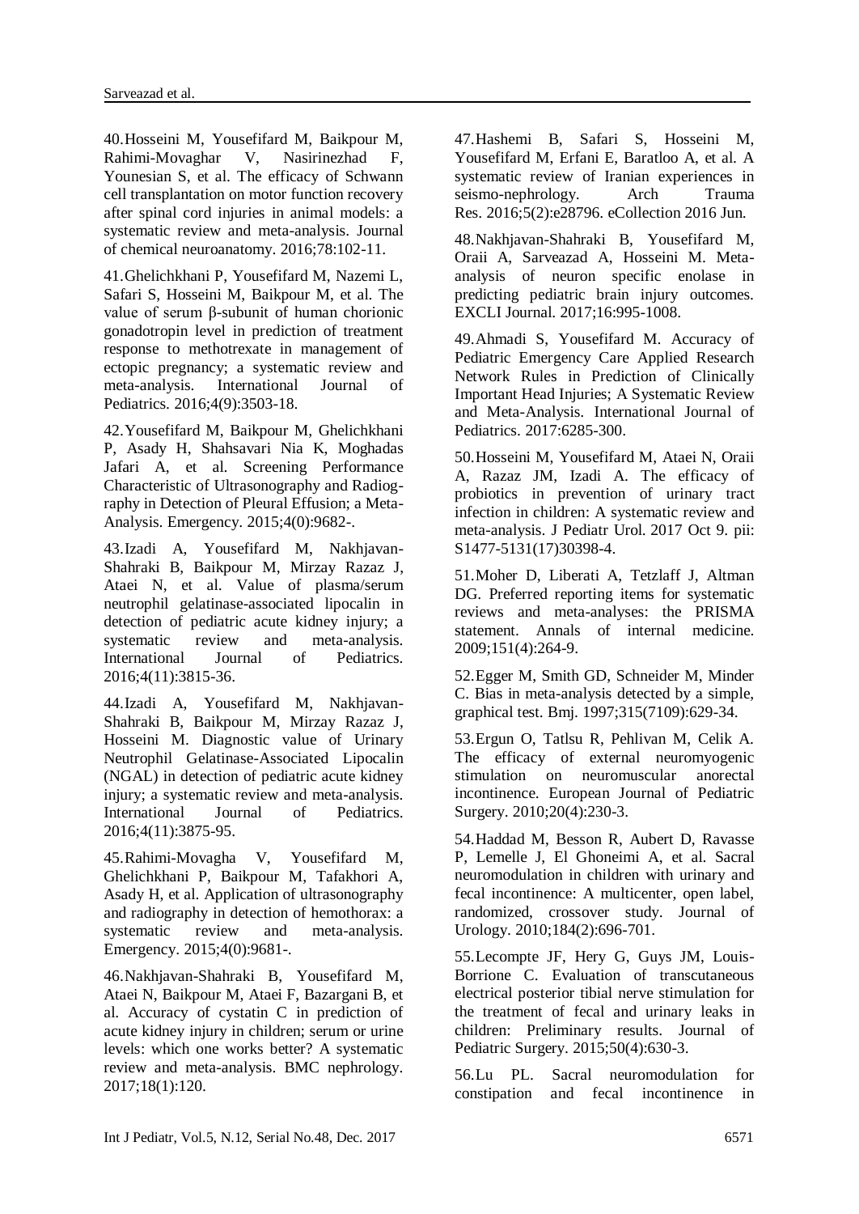40.Hosseini M, Yousefifard M, Baikpour M, Rahimi-Movaghar V, Nasirinezhad F, Younesian S, et al. The efficacy of Schwann cell transplantation on motor function recovery after spinal cord injuries in animal models: a systematic review and meta-analysis. Journal of chemical neuroanatomy. 2016;78:102-11.

41.Ghelichkhani P, Yousefifard M, Nazemi L, Safari S, Hosseini M, Baikpour M, et al. The value of serum β-subunit of human chorionic gonadotropin level in prediction of treatment response to methotrexate in management of ectopic pregnancy; a systematic review and meta-analysis. International Journal of Pediatrics. 2016;4(9):3503-18.

42.Yousefifard M, Baikpour M, Ghelichkhani P, Asady H, Shahsavari Nia K, Moghadas Jafari A, et al. Screening Performance Characteristic of Ultrasonography and Radiography in Detection of Pleural Effusion; a Meta-Analysis. Emergency. 2015;4(0):9682-.

43.Izadi A, Yousefifard M, Nakhjavan-Shahraki B, Baikpour M, Mirzay Razaz J, Ataei N, et al. Value of plasma/serum neutrophil gelatinase-associated lipocalin in detection of pediatric acute kidney injury; a systematic review and meta-analysis. International Journal of Pediatrics. 2016;4(11):3815-36.

44.Izadi A, Yousefifard M, Nakhjavan-Shahraki B, Baikpour M, Mirzay Razaz J, Hosseini M. Diagnostic value of Urinary Neutrophil Gelatinase-Associated Lipocalin (NGAL) in detection of pediatric acute kidney injury; a systematic review and meta-analysis. International Journal of Pediatrics. 2016;4(11):3875-95.

45.Rahimi-Movagha V, Yousefifard M, Ghelichkhani P, Baikpour M, Tafakhori A, Asady H, et al. Application of ultrasonography and radiography in detection of hemothorax: a systematic review and meta-analysis. Emergency. 2015;4(0):9681-.

46.Nakhjavan-Shahraki B, Yousefifard M, Ataei N, Baikpour M, Ataei F, Bazargani B, et al. Accuracy of cystatin C in prediction of acute kidney injury in children; serum or urine levels: which one works better? A systematic review and meta-analysis. BMC nephrology. 2017;18(1):120.

47.Hashemi B, Safari S, Hosseini M, Yousefifard M, Erfani E, Baratloo A, et al. A systematic review of Iranian experiences in seismo-nephrology. Arch Trauma Res. 2016;5(2):e28796. eCollection 2016 Jun.

48.Nakhjavan-Shahraki B, Yousefifard M, Oraii A, Sarveazad A, Hosseini M. Meta-analysis of neuron specific enolase in predicting pediatric brain injury outcomes. EXCLI Journal. 2017;16:995-1008.

49.Ahmadi S, Yousefifard M. Accuracy of Pediatric Emergency Care Applied Research Network Rules in Prediction of Clinically Important Head Injuries; A Systematic Review and Meta-Analysis. International Journal of Pediatrics. 2017:6285-300.

50.Hosseini M, Yousefifard M, Ataei N, Oraii A, Razaz JM, Izadi A. The efficacy of probiotics in prevention of urinary tract infection in children: A systematic review and meta-analysis. J Pediatr Urol. 2017 Oct 9. pii: S1477-5131(17)30398-4.

51.Moher D, Liberati A, Tetzlaff J, Altman DG. Preferred reporting items for systematic reviews and meta-analyses: the PRISMA statement. Annals of internal medicine. 2009;151(4):264-9.

52.Egger M, Smith GD, Schneider M, Minder C. Bias in meta-analysis detected by a simple, graphical test. Bmj. 1997;315(7109):629-34.

53.Ergun O, Tatlsu R, Pehlivan M, Celik A. The efficacy of external neuromyogenic stimulation on neuromuscular anorectal incontinence. European Journal of Pediatric Surgery. 2010;20(4):230-3.

54.Haddad M, Besson R, Aubert D, Ravasse P, Lemelle J, El Ghoneimi A, et al. Sacral neuromodulation in children with urinary and fecal incontinence: A multicenter, open label, randomized, crossover study. Journal of Urology. 2010;184(2):696-701.

55.Lecompte JF, Hery G, Guys JM, Louis-Borrione C. Evaluation of transcutaneous electrical posterior tibial nerve stimulation for the treatment of fecal and urinary leaks in children: Preliminary results. Journal of Pediatric Surgery. 2015;50(4):630-3.

56.Lu PL. Sacral neuromodulation for constipation and fecal incontinence in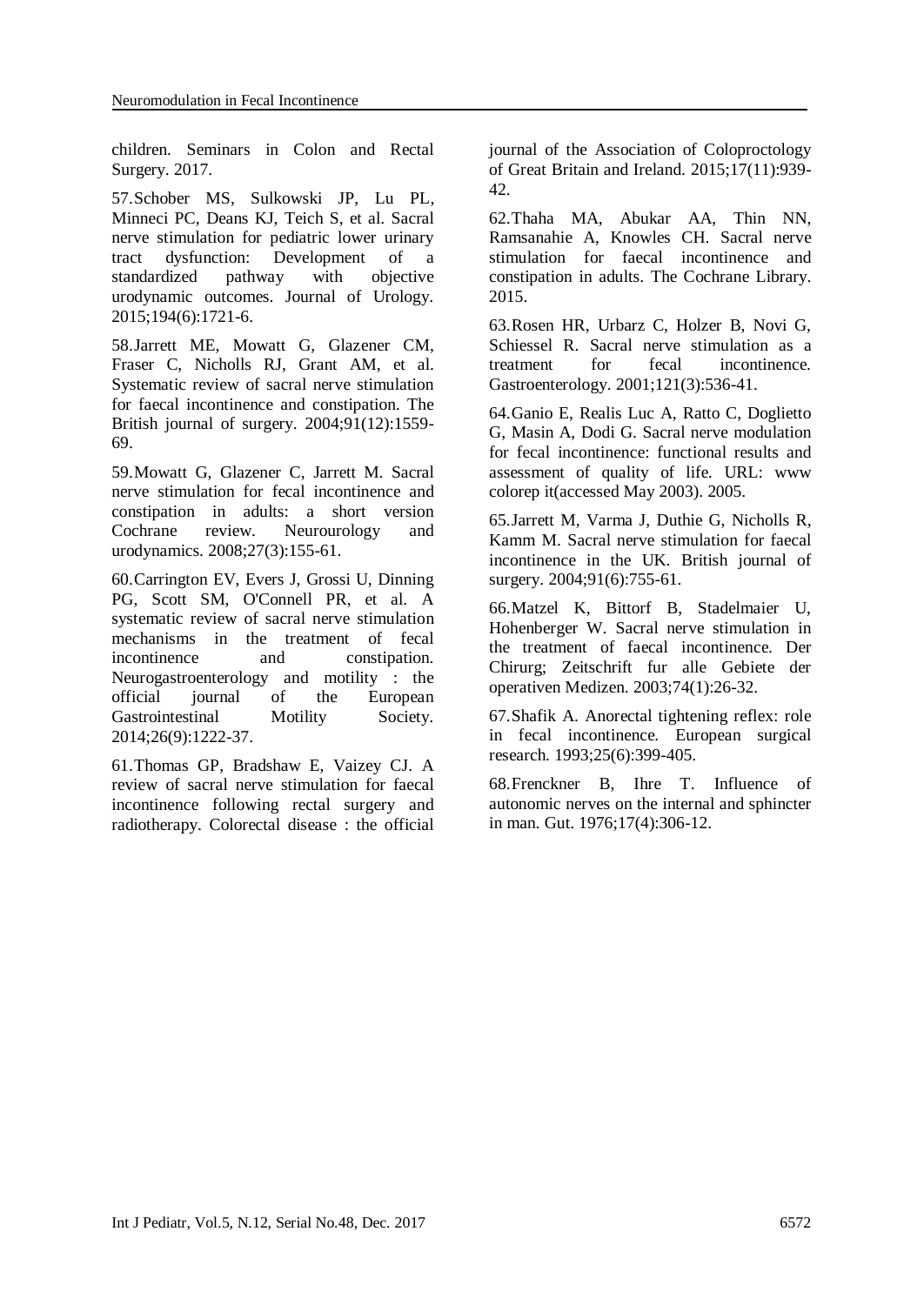children. Seminars in Colon and Rectal Surgery. 2017.

57.Schober MS, Sulkowski JP, Lu PL, Minneci PC, Deans KJ, Teich S, et al. Sacral nerve stimulation for pediatric lower urinary tract dysfunction: Development of a standardized pathway with objective urodynamic outcomes. Journal of Urology. 2015;194(6):1721-6.

58.Jarrett ME, Mowatt G, Glazener CM, Fraser C, Nicholls RJ, Grant AM, et al. Systematic review of sacral nerve stimulation for faecal incontinence and constipation. The British journal of surgery. 2004;91(12):1559-69.

59.Mowatt G, Glazener C, Jarrett M. Sacral nerve stimulation for fecal incontinence and constipation in adults: a short version Cochrane review. Neurourology and urodynamics. 2008;27(3):155-61.

60.Carrington EV, Evers J, Grossi U, Dinning PG, Scott SM, O'Connell PR, et al. A systematic review of sacral nerve stimulation mechanisms in the treatment of fecal incontinence and constipation. Neurogastroenterology and motility : the official journal of the European Gastrointestinal Motility Society. 2014;26(9):1222-37.

61.Thomas GP, Bradshaw E, Vaizey CJ. A review of sacral nerve stimulation for faecal incontinence following rectal surgery and radiotherapy. Colorectal disease : the official journal of the Association of Coloproctology of Great Britain and Ireland. 2015;17(11):939-42.

62.Thaha MA, Abukar AA, Thin NN, Ramsanahie A, Knowles CH. Sacral nerve stimulation for faecal incontinence and constipation in adults. The Cochrane Library. 2015.

63.Rosen HR, Urbarz C, Holzer B, Novi G, Schiessel R. Sacral nerve stimulation as a treatment for fecal incontinence. Gastroenterology. 2001;121(3):536-41.

64.Ganio E, Realis Luc A, Ratto C, Doglietto G, Masin A, Dodi G. Sacral nerve modulation for fecal incontinence: functional results and assessment of quality of life. URL: www colorep it(accessed May 2003). 2005.

65.Jarrett M, Varma J, Duthie G, Nicholls R, Kamm M. Sacral nerve stimulation for faecal incontinence in the UK. British journal of surgery. 2004;91(6):755-61.

66.Matzel K, Bittorf B, Stadelmaier U, Hohenberger W. Sacral nerve stimulation in the treatment of faecal incontinence. Der Chirurg; Zeitschrift fur alle Gebiete der operativen Medizen. 2003;74(1):26-32.

67.Shafik A. Anorectal tightening reflex: role in fecal incontinence. European surgical research. 1993;25(6):399-405.

68.Frenckner B, Ihre T. Influence of autonomic nerves on the internal and sphincter in man. Gut. 1976;17(4):306-12.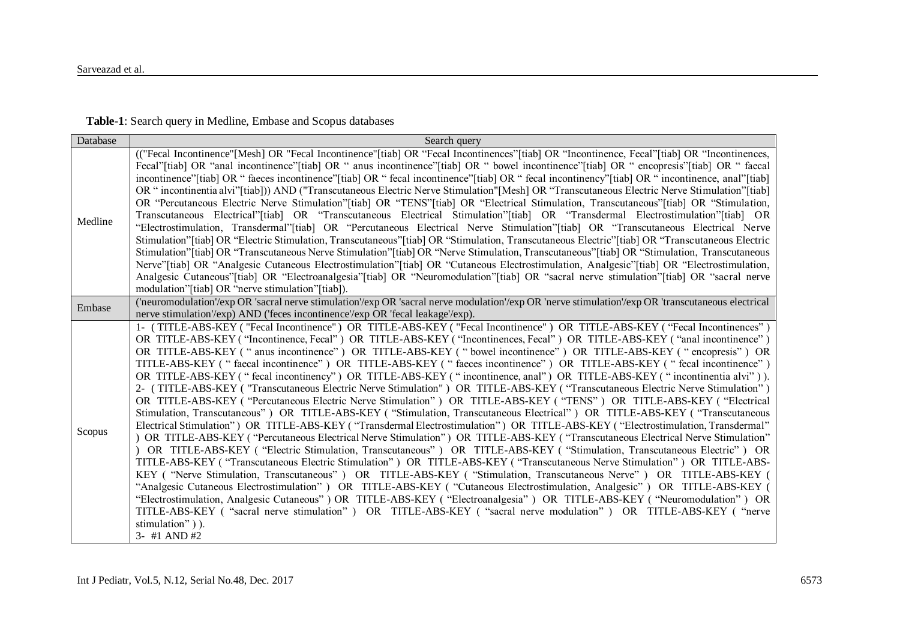**Table-1**: Search query in Medline, Embase and Scopus databases

| Database | Search query |
|---|---|
| Medline | (("Fecal Incontinence"[Mesh] OR "Fecal Incontinence"[tiab] OR "Fecal Incontinences"[tiab] OR "Incontinence, Fecal"[tiab] OR "Incontinences, Fecal"[tiab] OR "anal incontinence"[tiab] OR " anus incontinence"[tiab] OR " bowel incontinence"[tiab] OR " encopresis"[tiab] OR " faecal incontinence"[tiab] OR " faeces incontinence"[tiab] OR " fecal incontinence"[tiab] OR " fecal incontinency"[tiab] OR " incontinence, anal"[tiab] OR " incontinentia alvi"[tiab])) AND ("Transcutaneous Electric Nerve Stimulation"[Mesh] OR "Transcutaneous Electric Nerve Stimulation"[tiab] OR "Percutaneous Electric Nerve Stimulation"[tiab] OR "TENS"[tiab] OR "Electrical Stimulation, Transcutaneous"[tiab] OR "Stimulation, Transcutaneous Electrical"[tiab] OR "Transcutaneous Electrical Stimulation"[tiab] OR "Transdermal Electrostimulation"[tiab] OR "Electrostimulation, Transdermal"[tiab] OR "Percutaneous Electrical Nerve Stimulation"[tiab] OR "Transcutaneous Electrical Nerve Stimulation"[tiab] OR "Electric Stimulation, Transcutaneous"[tiab] OR "Stimulation, Transcutaneous Electric"[tiab] OR "Transcutaneous Electric Stimulation"[tiab] OR "Transcutaneous Nerve Stimulation"[tiab] OR "Nerve Stimulation, Transcutaneous"[tiab] OR "Stimulation, Transcutaneous Nerve"[tiab] OR "Analgesic Cutaneous Electrostimulation"[tiab] OR "Cutaneous Electrostimulation, Analgesic"[tiab] OR "Electrostimulation, Analgesic Cutaneous"[tiab] OR "Electroanalgesia"[tiab] OR "Neuromodulation"[tiab] OR "sacral nerve stimulation"[tiab] OR "sacral nerve modulation"[tiab] OR "nerve stimulation"[tiab]). |
| Embase | ('neuromodulation'/exp OR 'sacral nerve stimulation'/exp OR 'sacral nerve modulation'/exp OR 'nerve stimulation'/exp OR 'transcutaneous electrical nerve stimulation'/exp) AND ('feces incontinence'/exp OR 'fecal leakage'/exp). |
| Scopus | 1- ( TITLE-ABS-KEY ( "Fecal Incontinence" ) OR TITLE-ABS-KEY ( "Fecal Incontinence" ) OR TITLE-ABS-KEY ( "Fecal Incontinences" ) OR TITLE-ABS-KEY ( "Incontinence, Fecal" ) OR TITLE-ABS-KEY ( "Incontinences, Fecal" ) OR TITLE-ABS-KEY ( "anal incontinence" ) OR TITLE-ABS-KEY ( " anus incontinence" ) OR TITLE-ABS-KEY ( " bowel incontinence" ) OR TITLE-ABS-KEY ( " encopresis" ) OR TITLE-ABS-KEY ( " faecal incontinence" ) OR TITLE-ABS-KEY ( " faeces incontinence" ) OR TITLE-ABS-KEY ( " fecal incontinence" ) OR TITLE-ABS-KEY ( " fecal incontinency" ) OR TITLE-ABS-KEY ( " incontinence, anal" ) OR TITLE-ABS-KEY ( " incontinentia alvi" ) ).<br>2- ( TITLE-ABS-KEY ( "Transcutaneous Electric Nerve Stimulation" ) OR TITLE-ABS-KEY ( "Transcutaneous Electric Nerve Stimulation" ) OR TITLE-ABS-KEY ( "Percutaneous Electric Nerve Stimulation" ) OR TITLE-ABS-KEY ( "TENS" ) OR TITLE-ABS-KEY ( "Electrical Stimulation, Transcutaneous" ) OR TITLE-ABS-KEY ( "Stimulation, Transcutaneous Electrical" ) OR TITLE-ABS-KEY ( "Transcutaneous Electrical Stimulation" ) OR TITLE-ABS-KEY ( "Transdermal Electrostimulation" ) OR TITLE-ABS-KEY ( "Electrostimulation, Transdermal" ) OR TITLE-ABS-KEY ( "Percutaneous Electrical Nerve Stimulation" ) OR TITLE-ABS-KEY ( "Transcutaneous Electrical Nerve Stimulation" ) OR TITLE-ABS-KEY ( "Electric Stimulation, Transcutaneous" ) OR TITLE-ABS-KEY ( "Stimulation, Transcutaneous Electric" ) OR TITLE-ABS-KEY ( "Transcutaneous Electric Stimulation" ) OR TITLE-ABS-KEY ( "Transcutaneous Nerve Stimulation" ) OR TITLE-ABS-KEY ( "Nerve Stimulation, Transcutaneous" ) OR TITLE-ABS-KEY ( "Stimulation, Transcutaneous Nerve" ) OR TITLE-ABS-KEY ( "Analgesic Cutaneous Electrostimulation" ) OR TITLE-ABS-KEY ( "Cutaneous Electrostimulation, Analgesic" ) OR TITLE-ABS-KEY ( "Electrostimulation, Analgesic Cutaneous" ) OR TITLE-ABS-KEY ( "Electroanalgesia" ) OR TITLE-ABS-KEY ( "Neuromodulation" ) OR TITLE-ABS-KEY ( "sacral nerve stimulation" ) OR TITLE-ABS-KEY ( "sacral nerve modulation" ) OR TITLE-ABS-KEY ( "nerve stimulation" ) ).<br>3- #1 AND #2 |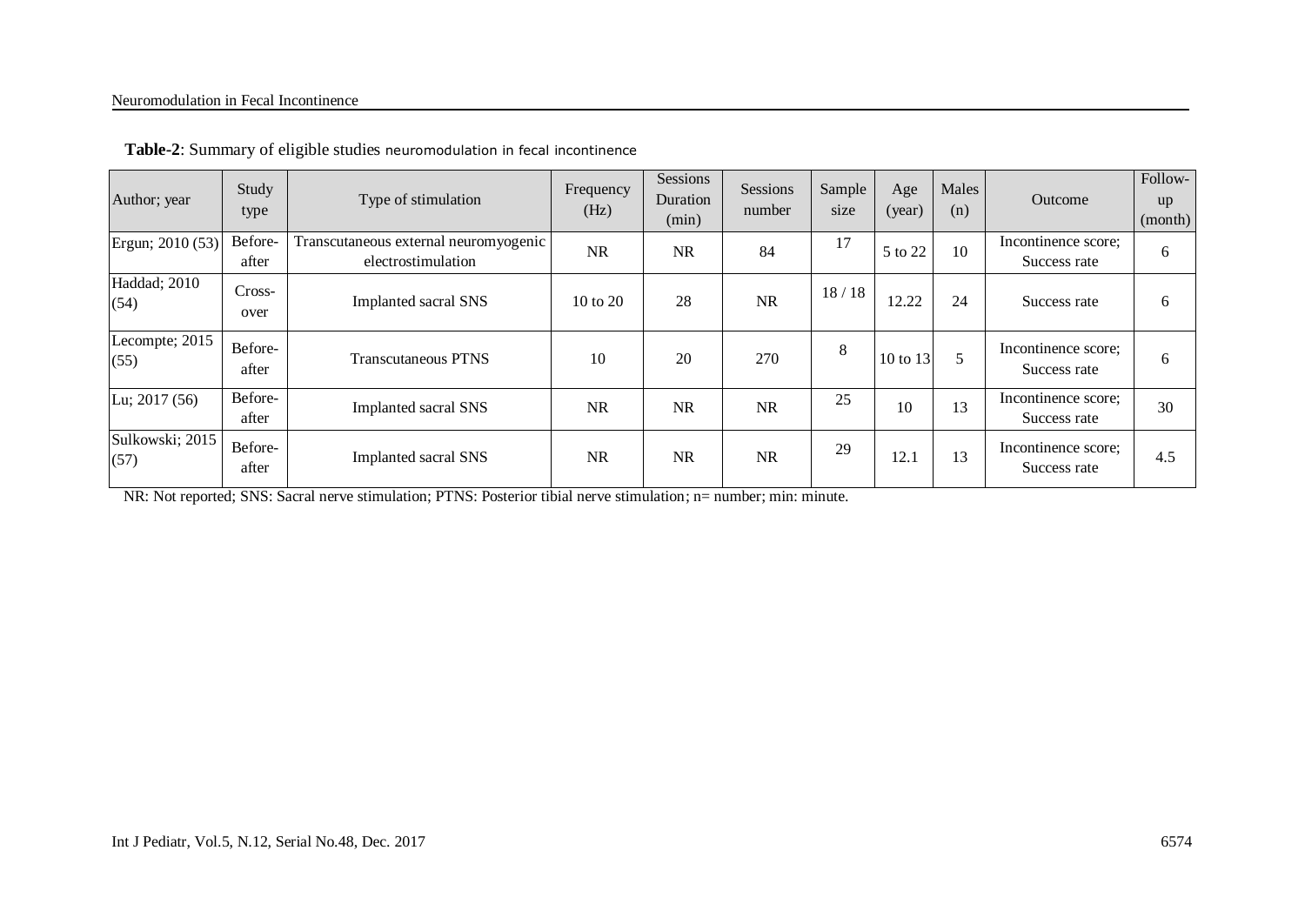**Table-2**: Summary of eligible studies neuromodulation in fecal incontinence

| Author; year | Study type | Type of stimulation | Frequency (Hz) | Sessions Duration (min) | Sessions number | Sample size | Age (year) | Males (n) | Outcome | Follow-up (month) |
|---|---|---|---|---|---|---|---|---|---|---|
| Ergun; 2010 (53) | Before-after | Transcutaneous external neuromyogenic electrostimulation | NR | NR | 84 | 17 | 5 to 22 | 10 | Incontinence score; Success rate | 6 |
| Haddad; 2010 (54) | Cross-over | Implanted sacral SNS | 10 to 20 | 28 | NR | 18 / 18 | 12.22 | 24 | Success rate | 6 |
| Lecompte; 2015 (55) | Before-after | Transcutaneous PTNS | 10 | 20 | 270 | 8 | 10 to 13 | 5 | Incontinence score; Success rate | 6 |
| Lu; 2017 (56) | Before-after | Implanted sacral SNS | NR | NR | NR | 25 | 10 | 13 | Incontinence score; Success rate | 30 |
| Sulkowski; 2015 (57) | Before-after | Implanted sacral SNS | NR | NR | NR | 29 | 12.1 | 13 | Incontinence score; Success rate | 4.5 |

NR: Not reported; SNS: Sacral nerve stimulation; PTNS: Posterior tibial nerve stimulation; n= number; min: minute.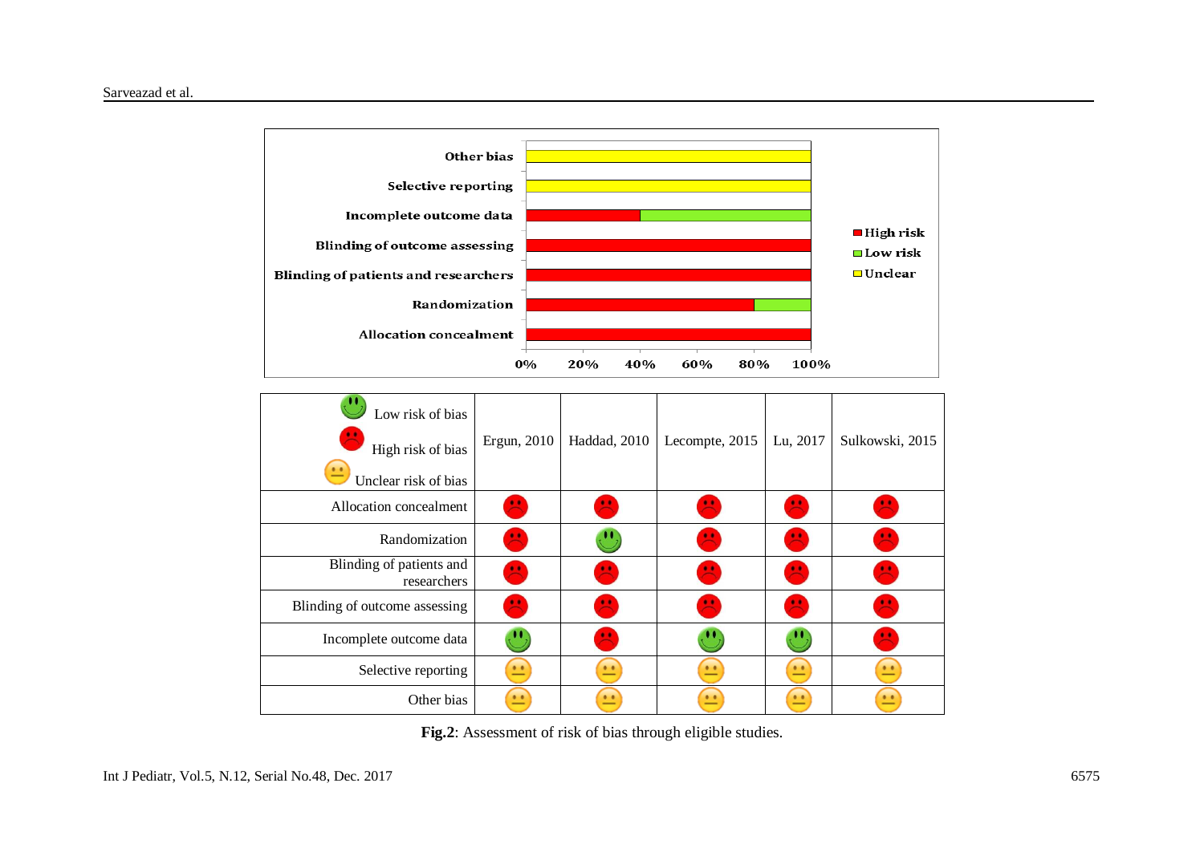| Low risk of bias / High risk of bias / Unclear risk of bias | Ergun, 2010 | Haddad, 2010 | Lecompte, 2015 | Lu, 2017 | Sulkowski, 2015 |
|---|---|---|---|---|---|
| Allocation concealment | High | High | High | High | High |
| Randomization | High | Low | High | High | High |
| Blinding of patients and researchers | High | High | High | High | High |
| Blinding of outcome assessing | High | High | High | High | High |
| Incomplete outcome data | Low | High | Low | Low | High |
| Selective reporting | Unclear | Unclear | Unclear | Unclear | Unclear |
| Other bias | Unclear | Unclear | Unclear | Unclear | Unclear |

**Fig.2**: Assessment of risk of bias through eligible studies.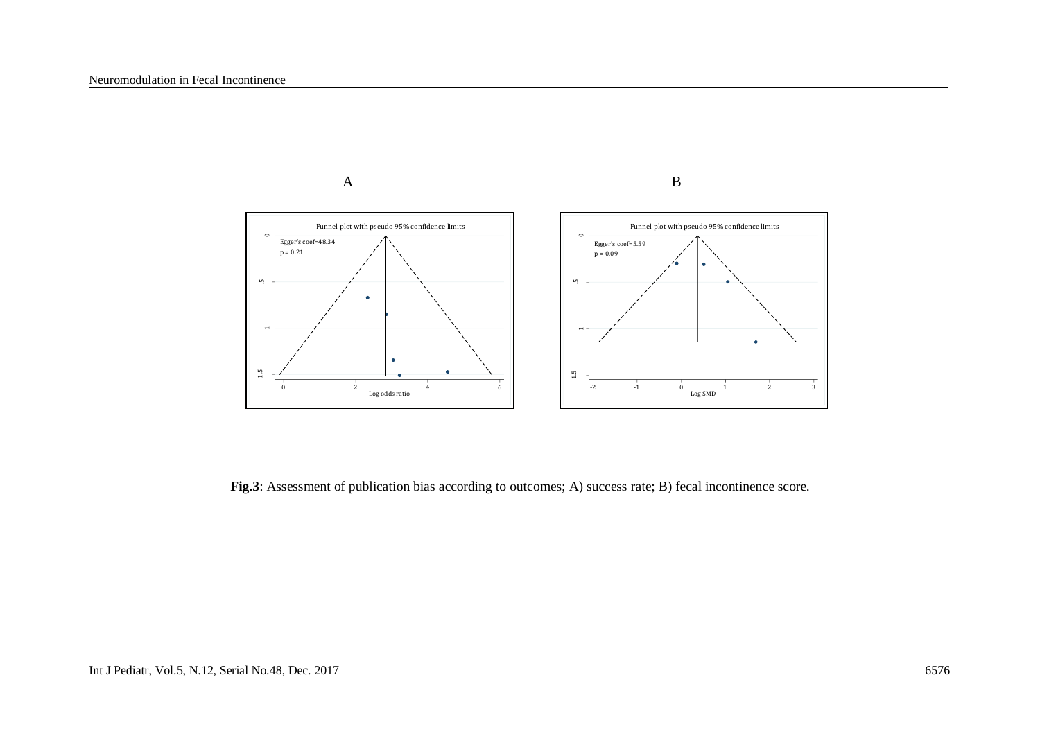A

B

Funnel plot with pseudo 95% confidence limits

Egger's coef=48.34
p = 0.21

Log odds ratio

Funnel plot with pseudo 95% confidence limits

Egger's coef=5.59
p = 0.09

Log SMD

**Fig.3**: Assessment of publication bias according to outcomes; A) success rate; B) fecal incontinence score.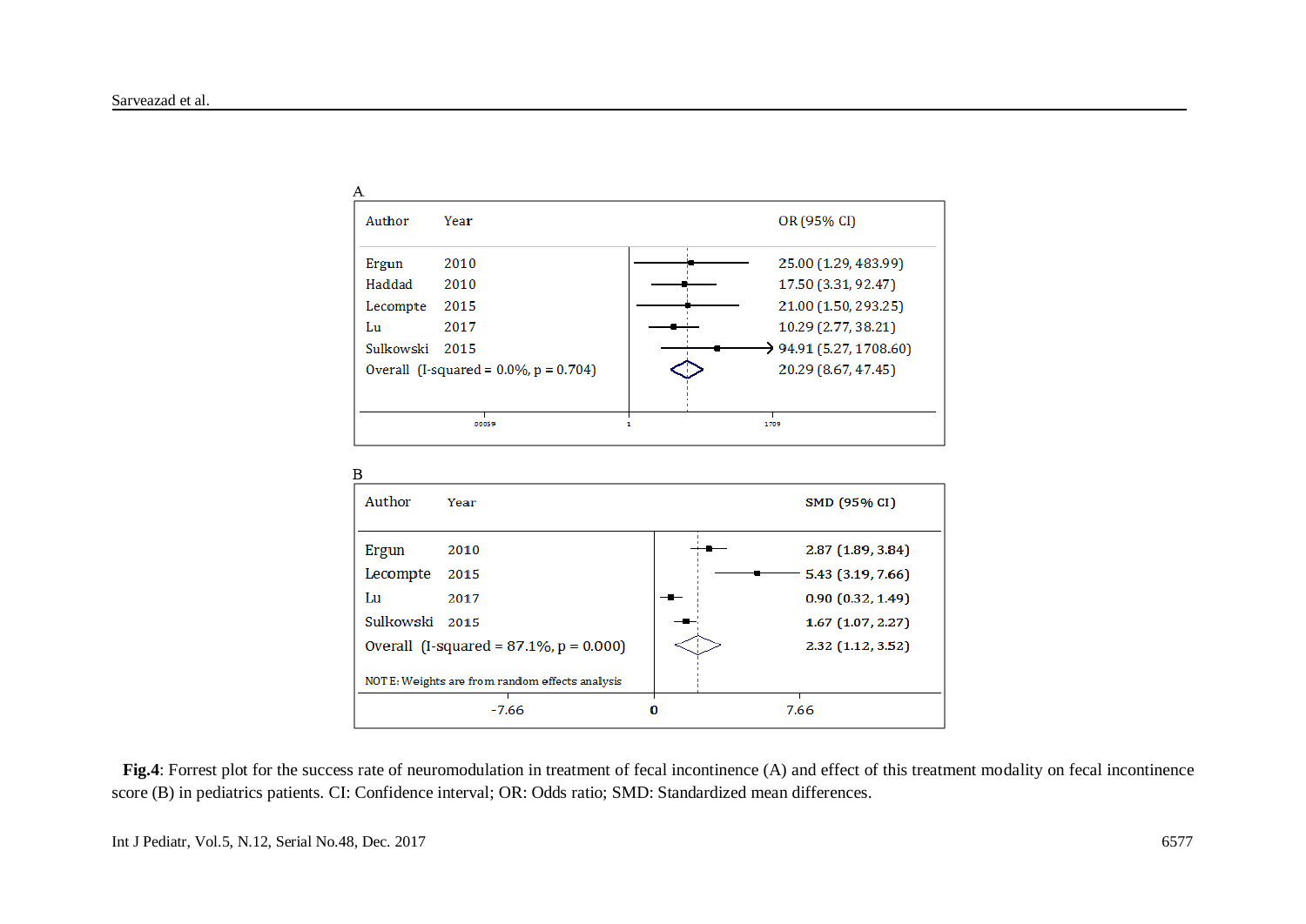A

Author Year OR (95% CI)

Ergun 2010 25.00 (1.29, 483.99)

Haddad 2010 17.50 (3.31, 92.47)

Lecompte 2015 21.00 (1.50, 293.25)

Lu 2017 10.29 (2.77, 38.21)

Sulkowski 2015 94.91 (5.27, 1708.60)

Overall (I-squared = 0.0%, p = 0.704) 20.29 (8.67, 47.45)

.00059 1 1709

B

Author Year SMD (95% CI)

Ergun 2010 2.87 (1.89, 3.84)

Lecompte 2015 5.43 (3.19, 7.66)

Lu 2017 0.90 (0.32, 1.49)

Sulkowski 2015 1.67 (1.07, 2.27)

Overall (I-squared = 87.1%, p = 0.000) 2.32 (1.12, 3.52)

NOTE: Weights are from random effects analysis

-7.66 0 7.66

**Fig.4**: Forrest plot for the success rate of neuromodulation in treatment of fecal incontinence (A) and effect of this treatment modality on fecal incontinence score (B) in pediatrics patients. CI: Confidence interval; OR: Odds ratio; SMD: Standardized mean differences.